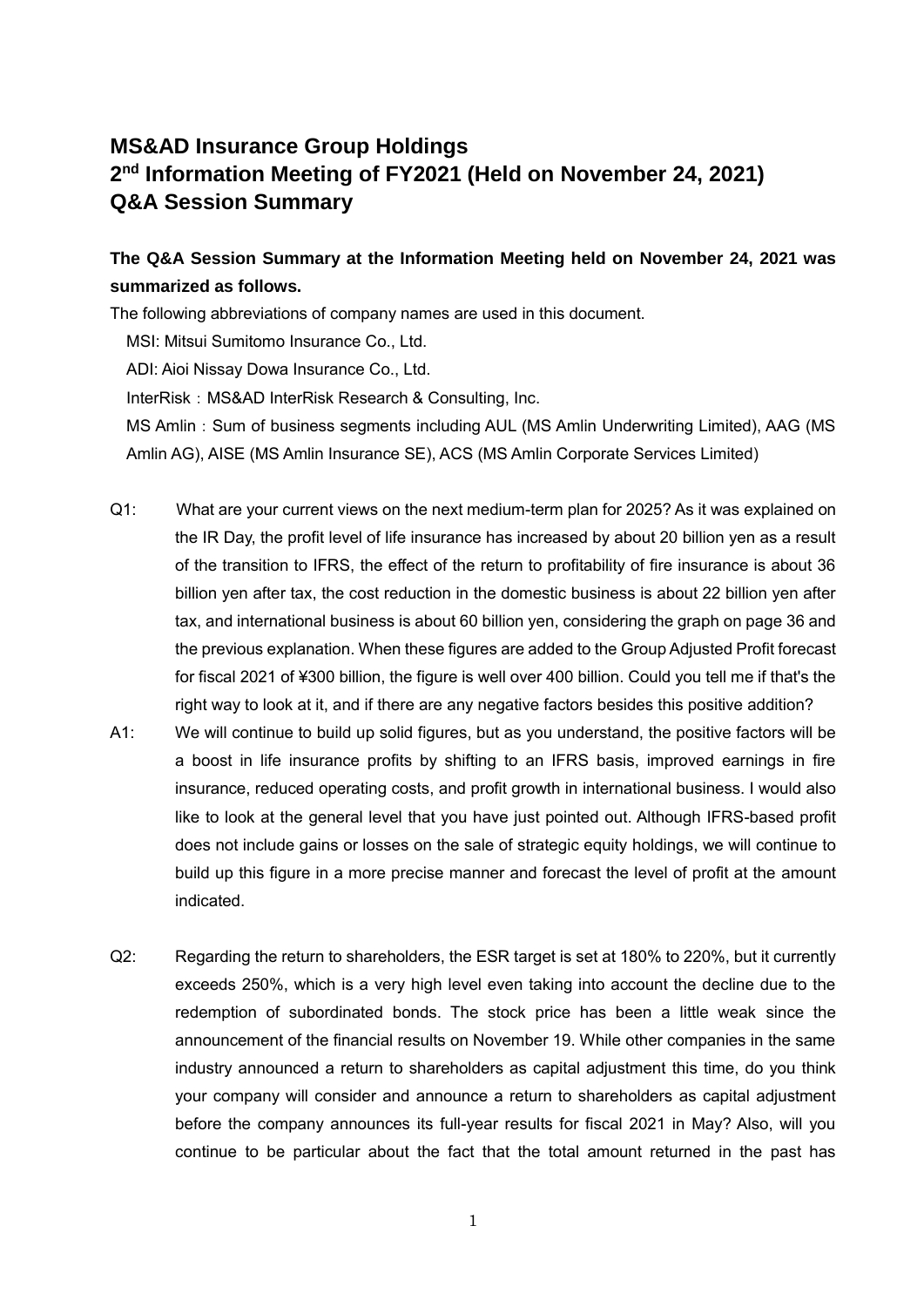# MS&AD Insurance Group Holdings
# 2nd Information Meeting of FY2021 (Held on November 24, 2021)
# Q&A Session Summary

**The Q&A Session Summary at the Information Meeting held on November 24, 2021 was summarized as follows.**

The following abbreviations of company names are used in this document.

MSI: Mitsui Sumitomo Insurance Co., Ltd.

ADI: Aioi Nissay Dowa Insurance Co., Ltd.

InterRisk：MS&AD InterRisk Research & Consulting, Inc.

MS Amlin：Sum of business segments including AUL (MS Amlin Underwriting Limited), AAG (MS Amlin AG), AISE (MS Amlin Insurance SE), ACS (MS Amlin Corporate Services Limited)

Q1: What are your current views on the next medium-term plan for 2025? As it was explained on the IR Day, the profit level of life insurance has increased by about 20 billion yen as a result of the transition to IFRS, the effect of the return to profitability of fire insurance is about 36 billion yen after tax, the cost reduction in the domestic business is about 22 billion yen after tax, and international business is about 60 billion yen, considering the graph on page 36 and the previous explanation. When these figures are added to the Group Adjusted Profit forecast for fiscal 2021 of ¥300 billion, the figure is well over 400 billion. Could you tell me if that's the right way to look at it, and if there are any negative factors besides this positive addition?

A1: We will continue to build up solid figures, but as you understand, the positive factors will be a boost in life insurance profits by shifting to an IFRS basis, improved earnings in fire insurance, reduced operating costs, and profit growth in international business. I would also like to look at the general level that you have just pointed out. Although IFRS-based profit does not include gains or losses on the sale of strategic equity holdings, we will continue to build up this figure in a more precise manner and forecast the level of profit at the amount indicated.

Q2: Regarding the return to shareholders, the ESR target is set at 180% to 220%, but it currently exceeds 250%, which is a very high level even taking into account the decline due to the redemption of subordinated bonds. The stock price has been a little weak since the announcement of the financial results on November 19. While other companies in the same industry announced a return to shareholders as capital adjustment this time, do you think your company will consider and announce a return to shareholders as capital adjustment before the company announces its full-year results for fiscal 2021 in May? Also, will you continue to be particular about the fact that the total amount returned in the past has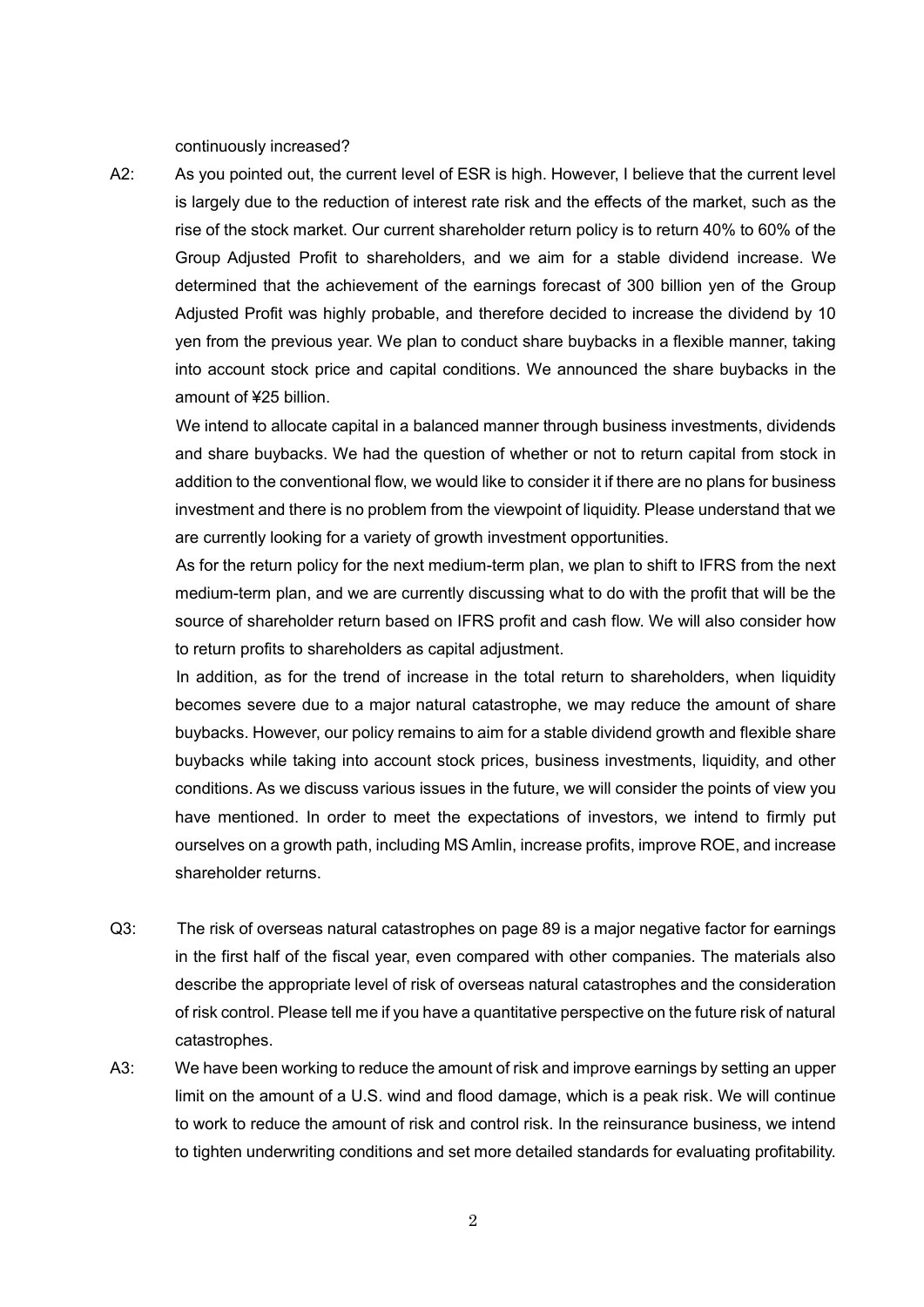continuously increased?

A2: As you pointed out, the current level of ESR is high. However, I believe that the current level is largely due to the reduction of interest rate risk and the effects of the market, such as the rise of the stock market. Our current shareholder return policy is to return 40% to 60% of the Group Adjusted Profit to shareholders, and we aim for a stable dividend increase. We determined that the achievement of the earnings forecast of 300 billion yen of the Group Adjusted Profit was highly probable, and therefore decided to increase the dividend by 10 yen from the previous year. We plan to conduct share buybacks in a flexible manner, taking into account stock price and capital conditions. We announced the share buybacks in the amount of ¥25 billion.

We intend to allocate capital in a balanced manner through business investments, dividends and share buybacks. We had the question of whether or not to return capital from stock in addition to the conventional flow, we would like to consider it if there are no plans for business investment and there is no problem from the viewpoint of liquidity. Please understand that we are currently looking for a variety of growth investment opportunities.

As for the return policy for the next medium-term plan, we plan to shift to IFRS from the next medium-term plan, and we are currently discussing what to do with the profit that will be the source of shareholder return based on IFRS profit and cash flow. We will also consider how to return profits to shareholders as capital adjustment.

In addition, as for the trend of increase in the total return to shareholders, when liquidity becomes severe due to a major natural catastrophe, we may reduce the amount of share buybacks. However, our policy remains to aim for a stable dividend growth and flexible share buybacks while taking into account stock prices, business investments, liquidity, and other conditions. As we discuss various issues in the future, we will consider the points of view you have mentioned. In order to meet the expectations of investors, we intend to firmly put ourselves on a growth path, including MS Amlin, increase profits, improve ROE, and increase shareholder returns.

Q3: The risk of overseas natural catastrophes on page 89 is a major negative factor for earnings in the first half of the fiscal year, even compared with other companies. The materials also describe the appropriate level of risk of overseas natural catastrophes and the consideration of risk control. Please tell me if you have a quantitative perspective on the future risk of natural catastrophes.

A3: We have been working to reduce the amount of risk and improve earnings by setting an upper limit on the amount of a U.S. wind and flood damage, which is a peak risk. We will continue to work to reduce the amount of risk and control risk. In the reinsurance business, we intend to tighten underwriting conditions and set more detailed standards for evaluating profitability.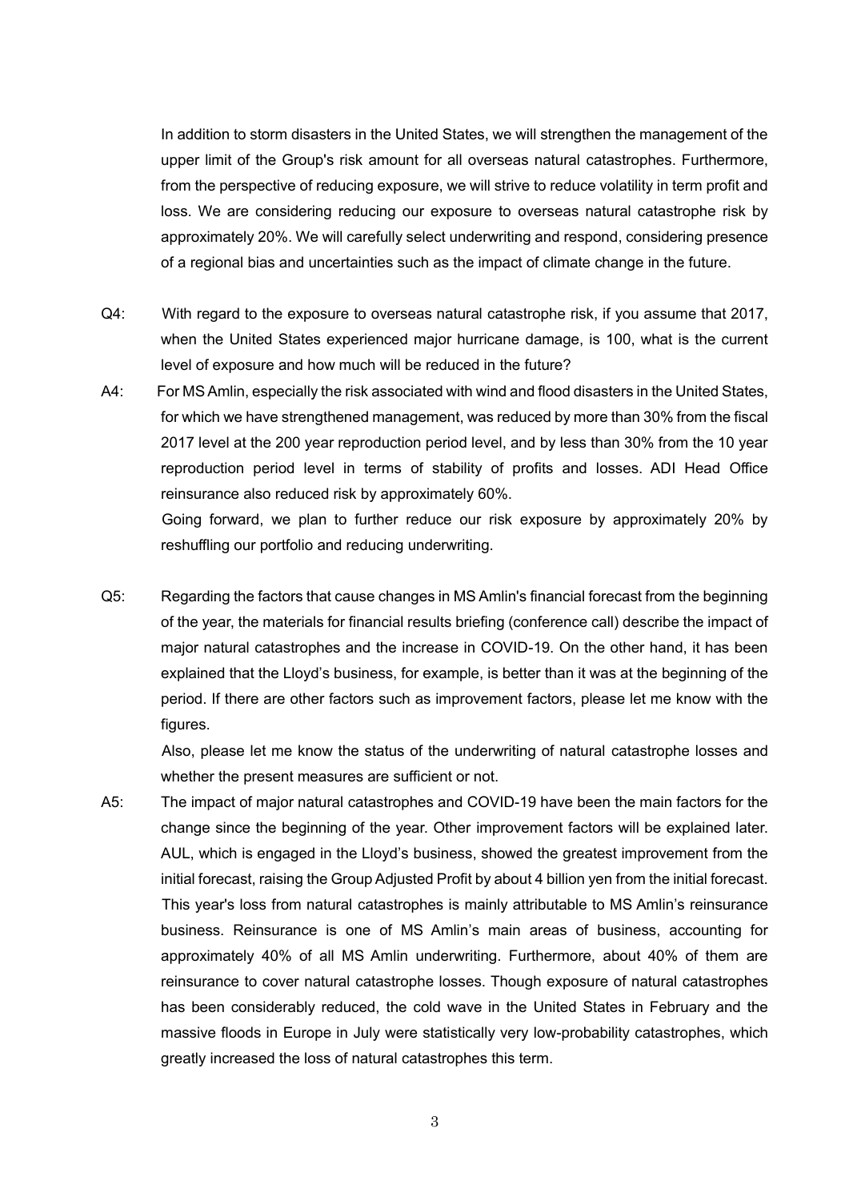In addition to storm disasters in the United States, we will strengthen the management of the upper limit of the Group's risk amount for all overseas natural catastrophes. Furthermore, from the perspective of reducing exposure, we will strive to reduce volatility in term profit and loss. We are considering reducing our exposure to overseas natural catastrophe risk by approximately 20%. We will carefully select underwriting and respond, considering presence of a regional bias and uncertainties such as the impact of climate change in the future.

Q4: With regard to the exposure to overseas natural catastrophe risk, if you assume that 2017, when the United States experienced major hurricane damage, is 100, what is the current level of exposure and how much will be reduced in the future?

A4: For MS Amlin, especially the risk associated with wind and flood disasters in the United States, for which we have strengthened management, was reduced by more than 30% from the fiscal 2017 level at the 200 year reproduction period level, and by less than 30% from the 10 year reproduction period level in terms of stability of profits and losses. ADI Head Office reinsurance also reduced risk by approximately 60%.

Going forward, we plan to further reduce our risk exposure by approximately 20% by reshuffling our portfolio and reducing underwriting.

Q5: Regarding the factors that cause changes in MS Amlin's financial forecast from the beginning of the year, the materials for financial results briefing (conference call) describe the impact of major natural catastrophes and the increase in COVID-19. On the other hand, it has been explained that the Lloyd's business, for example, is better than it was at the beginning of the period. If there are other factors such as improvement factors, please let me know with the figures.

Also, please let me know the status of the underwriting of natural catastrophe losses and whether the present measures are sufficient or not.

A5: The impact of major natural catastrophes and COVID-19 have been the main factors for the change since the beginning of the year. Other improvement factors will be explained later. AUL, which is engaged in the Lloyd's business, showed the greatest improvement from the initial forecast, raising the Group Adjusted Profit by about 4 billion yen from the initial forecast.

This year's loss from natural catastrophes is mainly attributable to MS Amlin's reinsurance business. Reinsurance is one of MS Amlin's main areas of business, accounting for approximately 40% of all MS Amlin underwriting. Furthermore, about 40% of them are reinsurance to cover natural catastrophe losses. Though exposure of natural catastrophes has been considerably reduced, the cold wave in the United States in February and the massive floods in Europe in July were statistically very low-probability catastrophes, which greatly increased the loss of natural catastrophes this term.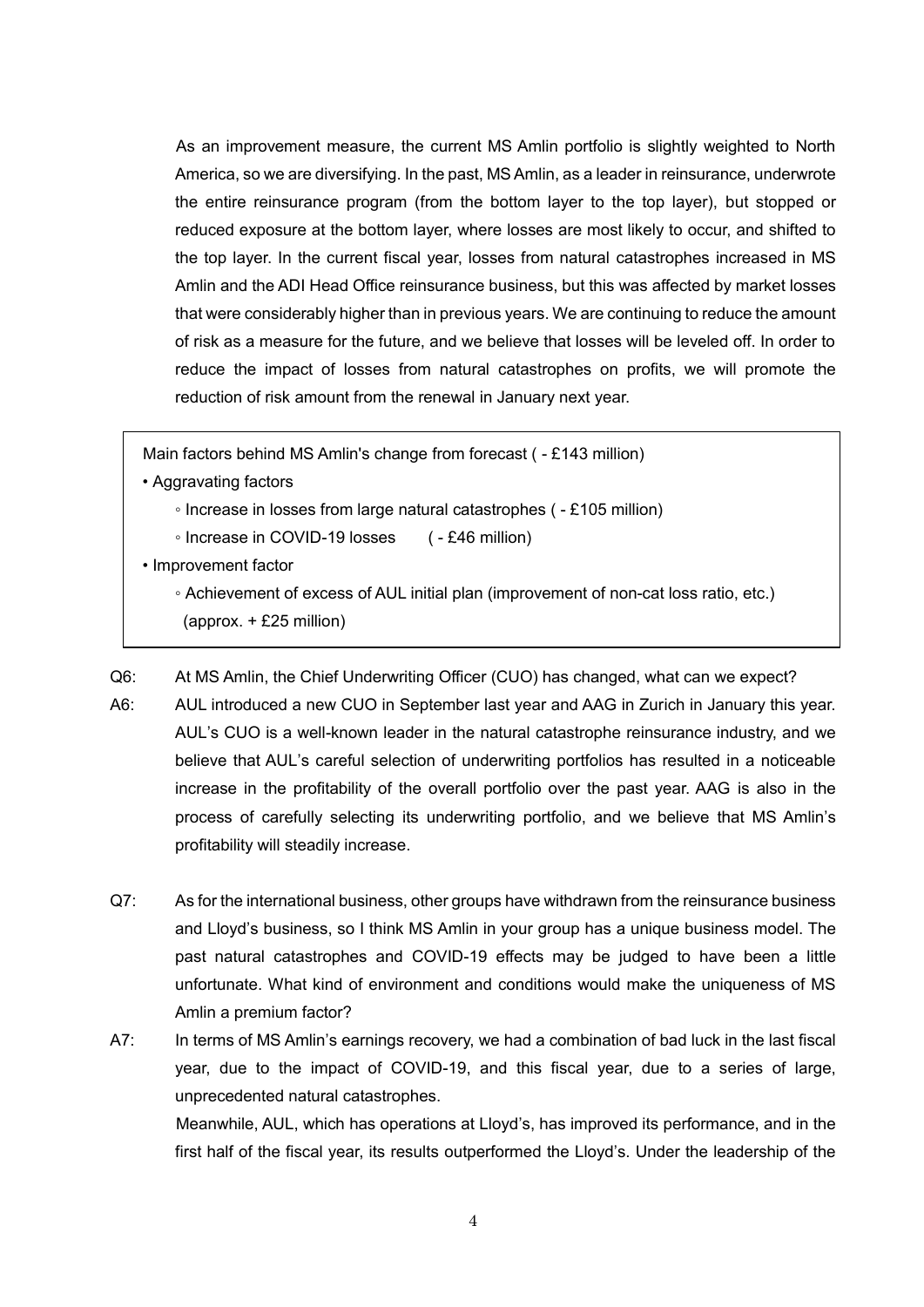As an improvement measure, the current MS Amlin portfolio is slightly weighted to North America, so we are diversifying. In the past, MS Amlin, as a leader in reinsurance, underwrote the entire reinsurance program (from the bottom layer to the top layer), but stopped or reduced exposure at the bottom layer, where losses are most likely to occur, and shifted to the top layer. In the current fiscal year, losses from natural catastrophes increased in MS Amlin and the ADI Head Office reinsurance business, but this was affected by market losses that were considerably higher than in previous years. We are continuing to reduce the amount of risk as a measure for the future, and we believe that losses will be leveled off. In order to reduce the impact of losses from natural catastrophes on profits, we will promote the reduction of risk amount from the renewal in January next year.

> Main factors behind MS Amlin's change from forecast ( - £143 million)
>
> - Aggravating factors
>   - Increase in losses from large natural catastrophes ( - £105 million)
>   - Increase in COVID-19 losses ( - £46 million)
> - Improvement factor
>   - Achievement of excess of AUL initial plan (improvement of non-cat loss ratio, etc.) (approx. + £25 million)

Q6: At MS Amlin, the Chief Underwriting Officer (CUO) has changed, what can we expect?

A6: AUL introduced a new CUO in September last year and AAG in Zurich in January this year. AUL's CUO is a well-known leader in the natural catastrophe reinsurance industry, and we believe that AUL's careful selection of underwriting portfolios has resulted in a noticeable increase in the profitability of the overall portfolio over the past year. AAG is also in the process of carefully selecting its underwriting portfolio, and we believe that MS Amlin's profitability will steadily increase.

Q7: As for the international business, other groups have withdrawn from the reinsurance business and Lloyd's business, so I think MS Amlin in your group has a unique business model. The past natural catastrophes and COVID-19 effects may be judged to have been a little unfortunate. What kind of environment and conditions would make the uniqueness of MS Amlin a premium factor?

A7: In terms of MS Amlin's earnings recovery, we had a combination of bad luck in the last fiscal year, due to the impact of COVID-19, and this fiscal year, due to a series of large, unprecedented natural catastrophes.

Meanwhile, AUL, which has operations at Lloyd's, has improved its performance, and in the first half of the fiscal year, its results outperformed the Lloyd's. Under the leadership of the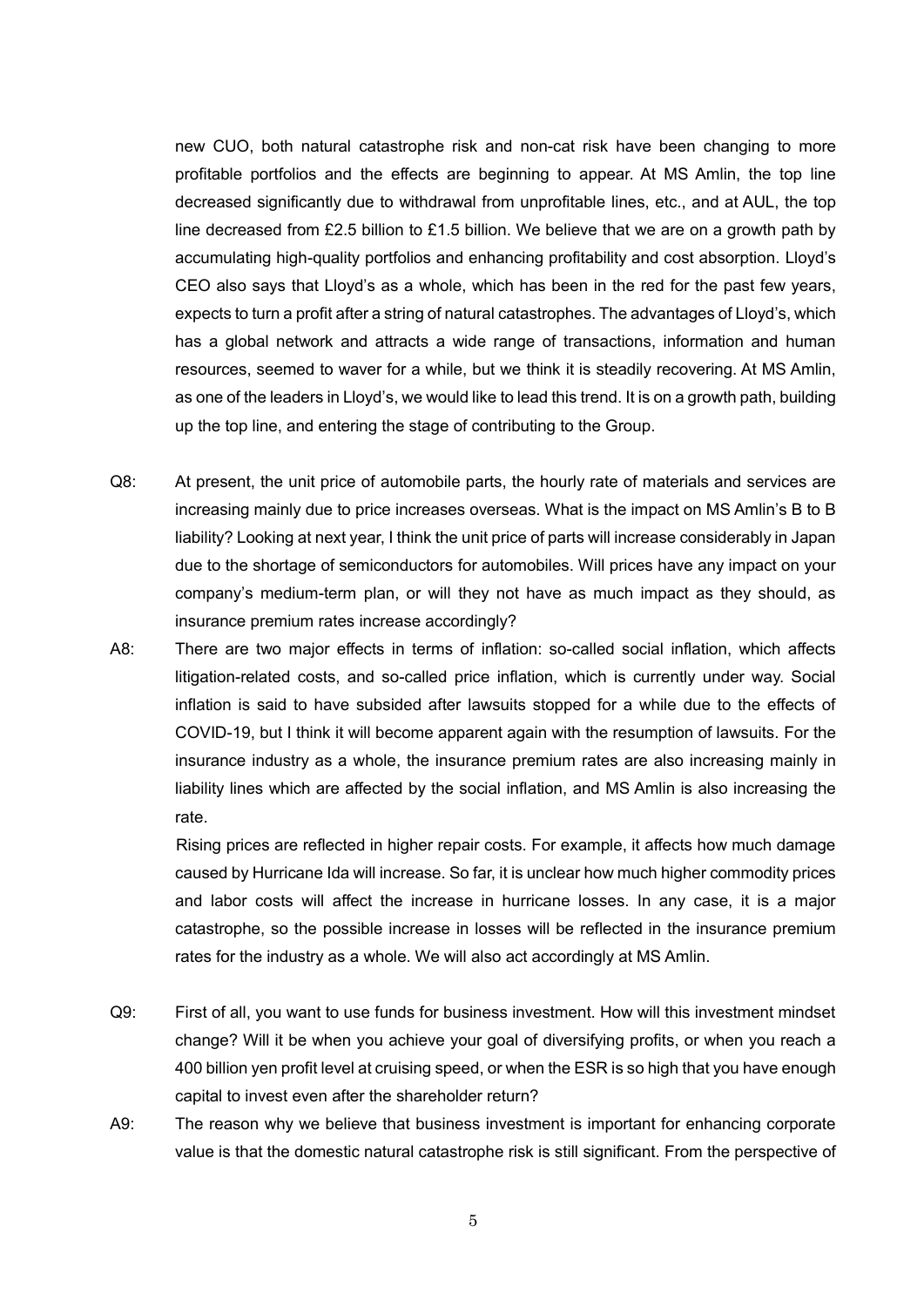new CUO, both natural catastrophe risk and non-cat risk have been changing to more profitable portfolios and the effects are beginning to appear. At MS Amlin, the top line decreased significantly due to withdrawal from unprofitable lines, etc., and at AUL, the top line decreased from £2.5 billion to £1.5 billion. We believe that we are on a growth path by accumulating high-quality portfolios and enhancing profitability and cost absorption. Lloyd's CEO also says that Lloyd's as a whole, which has been in the red for the past few years, expects to turn a profit after a string of natural catastrophes. The advantages of Lloyd's, which has a global network and attracts a wide range of transactions, information and human resources, seemed to waver for a while, but we think it is steadily recovering. At MS Amlin, as one of the leaders in Lloyd's, we would like to lead this trend. It is on a growth path, building up the top line, and entering the stage of contributing to the Group.

Q8: At present, the unit price of automobile parts, the hourly rate of materials and services are increasing mainly due to price increases overseas. What is the impact on MS Amlin's B to B liability? Looking at next year, I think the unit price of parts will increase considerably in Japan due to the shortage of semiconductors for automobiles. Will prices have any impact on your company's medium-term plan, or will they not have as much impact as they should, as insurance premium rates increase accordingly?

A8: There are two major effects in terms of inflation: so-called social inflation, which affects litigation-related costs, and so-called price inflation, which is currently under way. Social inflation is said to have subsided after lawsuits stopped for a while due to the effects of COVID-19, but I think it will become apparent again with the resumption of lawsuits. For the insurance industry as a whole, the insurance premium rates are also increasing mainly in liability lines which are affected by the social inflation, and MS Amlin is also increasing the rate.

Rising prices are reflected in higher repair costs. For example, it affects how much damage caused by Hurricane Ida will increase. So far, it is unclear how much higher commodity prices and labor costs will affect the increase in hurricane losses. In any case, it is a major catastrophe, so the possible increase in losses will be reflected in the insurance premium rates for the industry as a whole. We will also act accordingly at MS Amlin.

Q9: First of all, you want to use funds for business investment. How will this investment mindset change? Will it be when you achieve your goal of diversifying profits, or when you reach a 400 billion yen profit level at cruising speed, or when the ESR is so high that you have enough capital to invest even after the shareholder return?

A9: The reason why we believe that business investment is important for enhancing corporate value is that the domestic natural catastrophe risk is still significant. From the perspective of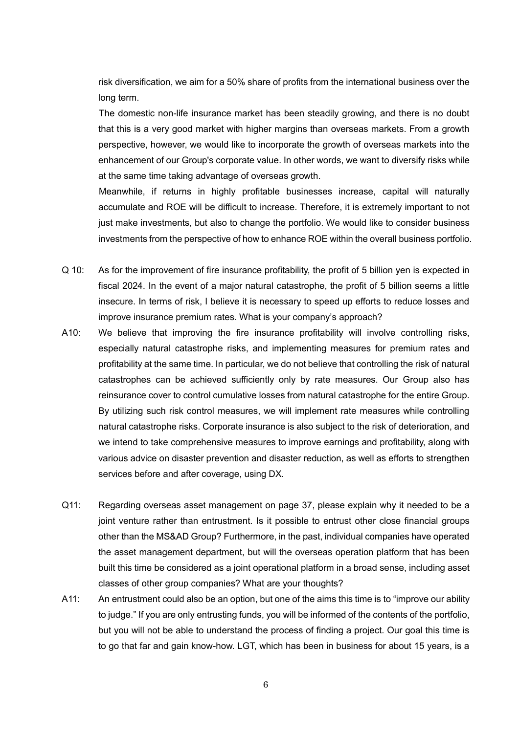risk diversification, we aim for a 50% share of profits from the international business over the long term.

The domestic non-life insurance market has been steadily growing, and there is no doubt that this is a very good market with higher margins than overseas markets. From a growth perspective, however, we would like to incorporate the growth of overseas markets into the enhancement of our Group's corporate value. In other words, we want to diversify risks while at the same time taking advantage of overseas growth.

Meanwhile, if returns in highly profitable businesses increase, capital will naturally accumulate and ROE will be difficult to increase. Therefore, it is extremely important to not just make investments, but also to change the portfolio. We would like to consider business investments from the perspective of how to enhance ROE within the overall business portfolio.

Q 10: As for the improvement of fire insurance profitability, the profit of 5 billion yen is expected in fiscal 2024. In the event of a major natural catastrophe, the profit of 5 billion seems a little insecure. In terms of risk, I believe it is necessary to speed up efforts to reduce losses and improve insurance premium rates. What is your company's approach?

A10: We believe that improving the fire insurance profitability will involve controlling risks, especially natural catastrophe risks, and implementing measures for premium rates and profitability at the same time. In particular, we do not believe that controlling the risk of natural catastrophes can be achieved sufficiently only by rate measures. Our Group also has reinsurance cover to control cumulative losses from natural catastrophe for the entire Group. By utilizing such risk control measures, we will implement rate measures while controlling natural catastrophe risks. Corporate insurance is also subject to the risk of deterioration, and we intend to take comprehensive measures to improve earnings and profitability, along with various advice on disaster prevention and disaster reduction, as well as efforts to strengthen services before and after coverage, using DX.

Q11: Regarding overseas asset management on page 37, please explain why it needed to be a joint venture rather than entrustment. Is it possible to entrust other close financial groups other than the MS&AD Group? Furthermore, in the past, individual companies have operated the asset management department, but will the overseas operation platform that has been built this time be considered as a joint operational platform in a broad sense, including asset classes of other group companies? What are your thoughts?

A11: An entrustment could also be an option, but one of the aims this time is to "improve our ability to judge." If you are only entrusting funds, you will be informed of the contents of the portfolio, but you will not be able to understand the process of finding a project. Our goal this time is to go that far and gain know-how. LGT, which has been in business for about 15 years, is a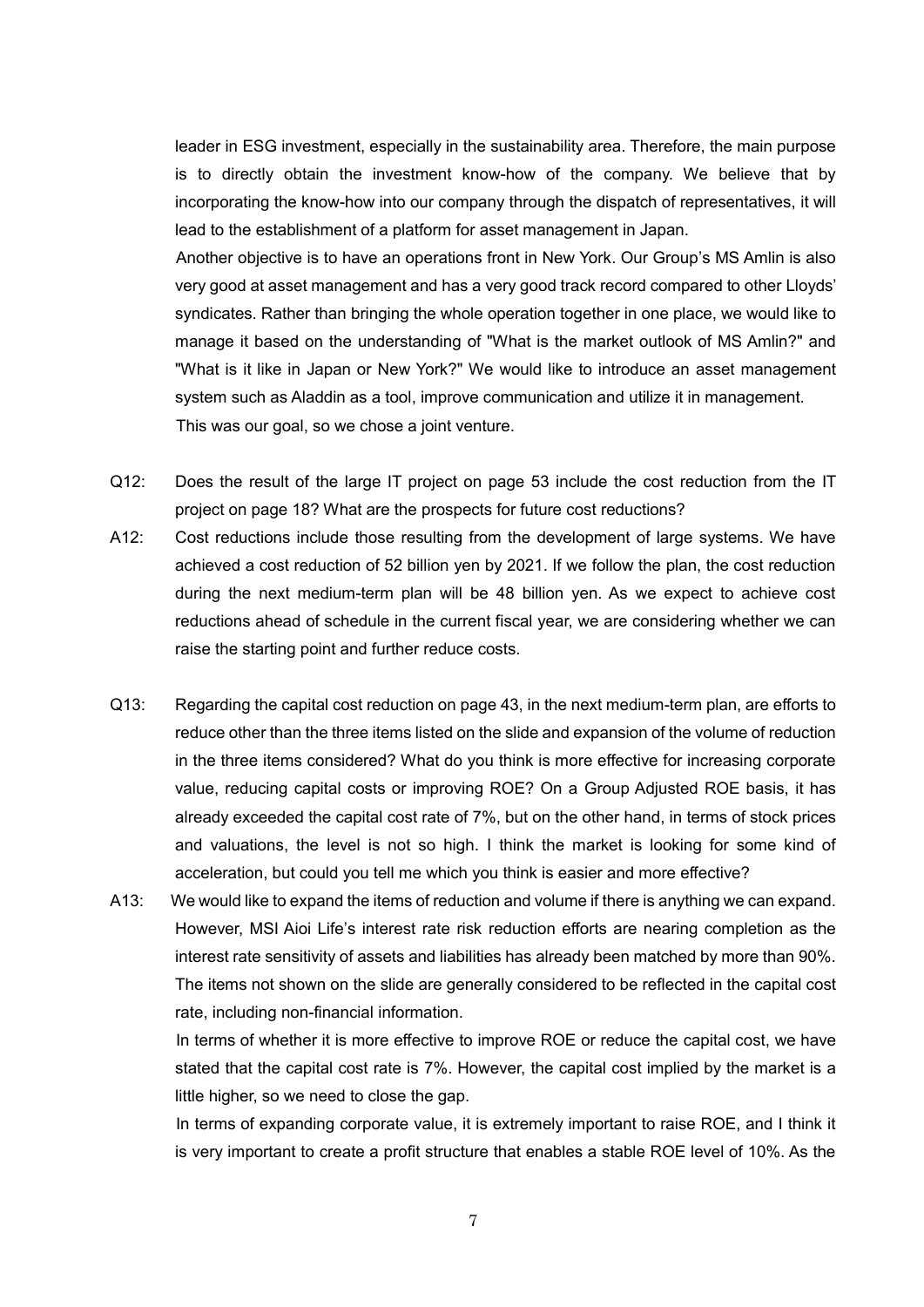leader in ESG investment, especially in the sustainability area. Therefore, the main purpose is to directly obtain the investment know-how of the company. We believe that by incorporating the know-how into our company through the dispatch of representatives, it will lead to the establishment of a platform for asset management in Japan.

Another objective is to have an operations front in New York. Our Group's MS Amlin is also very good at asset management and has a very good track record compared to other Lloyds' syndicates. Rather than bringing the whole operation together in one place, we would like to manage it based on the understanding of "What is the market outlook of MS Amlin?" and "What is it like in Japan or New York?" We would like to introduce an asset management system such as Aladdin as a tool, improve communication and utilize it in management.

This was our goal, so we chose a joint venture.

Q12: Does the result of the large IT project on page 53 include the cost reduction from the IT project on page 18? What are the prospects for future cost reductions?

A12: Cost reductions include those resulting from the development of large systems. We have achieved a cost reduction of 52 billion yen by 2021. If we follow the plan, the cost reduction during the next medium-term plan will be 48 billion yen. As we expect to achieve cost reductions ahead of schedule in the current fiscal year, we are considering whether we can raise the starting point and further reduce costs.

Q13: Regarding the capital cost reduction on page 43, in the next medium-term plan, are efforts to reduce other than the three items listed on the slide and expansion of the volume of reduction in the three items considered? What do you think is more effective for increasing corporate value, reducing capital costs or improving ROE? On a Group Adjusted ROE basis, it has already exceeded the capital cost rate of 7%, but on the other hand, in terms of stock prices and valuations, the level is not so high. I think the market is looking for some kind of acceleration, but could you tell me which you think is easier and more effective?

A13: We would like to expand the items of reduction and volume if there is anything we can expand. However, MSI Aioi Life's interest rate risk reduction efforts are nearing completion as the interest rate sensitivity of assets and liabilities has already been matched by more than 90%. The items not shown on the slide are generally considered to be reflected in the capital cost rate, including non-financial information.

In terms of whether it is more effective to improve ROE or reduce the capital cost, we have stated that the capital cost rate is 7%. However, the capital cost implied by the market is a little higher, so we need to close the gap.

In terms of expanding corporate value, it is extremely important to raise ROE, and I think it is very important to create a profit structure that enables a stable ROE level of 10%. As the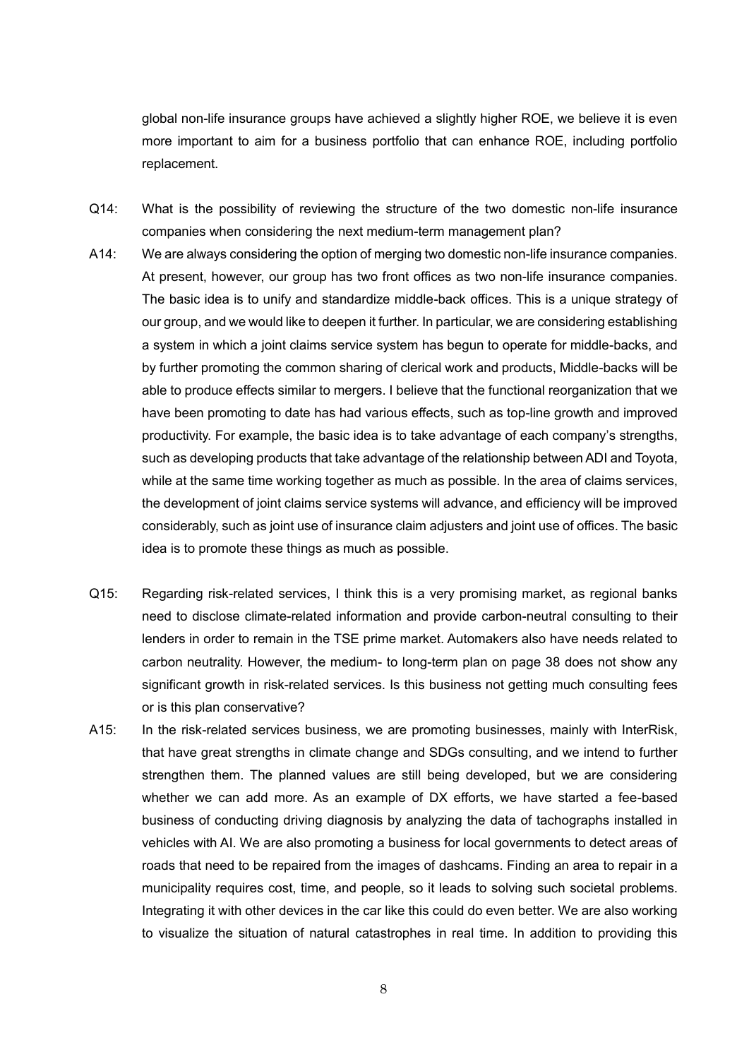global non-life insurance groups have achieved a slightly higher ROE, we believe it is even more important to aim for a business portfolio that can enhance ROE, including portfolio replacement.

Q14: What is the possibility of reviewing the structure of the two domestic non-life insurance companies when considering the next medium-term management plan?

A14: We are always considering the option of merging two domestic non-life insurance companies. At present, however, our group has two front offices as two non-life insurance companies. The basic idea is to unify and standardize middle-back offices. This is a unique strategy of our group, and we would like to deepen it further. In particular, we are considering establishing a system in which a joint claims service system has begun to operate for middle-backs, and by further promoting the common sharing of clerical work and products, Middle-backs will be able to produce effects similar to mergers. I believe that the functional reorganization that we have been promoting to date has had various effects, such as top-line growth and improved productivity. For example, the basic idea is to take advantage of each company's strengths, such as developing products that take advantage of the relationship between ADI and Toyota, while at the same time working together as much as possible. In the area of claims services, the development of joint claims service systems will advance, and efficiency will be improved considerably, such as joint use of insurance claim adjusters and joint use of offices. The basic idea is to promote these things as much as possible.

Q15: Regarding risk-related services, I think this is a very promising market, as regional banks need to disclose climate-related information and provide carbon-neutral consulting to their lenders in order to remain in the TSE prime market. Automakers also have needs related to carbon neutrality. However, the medium- to long-term plan on page 38 does not show any significant growth in risk-related services. Is this business not getting much consulting fees or is this plan conservative?

A15: In the risk-related services business, we are promoting businesses, mainly with InterRisk, that have great strengths in climate change and SDGs consulting, and we intend to further strengthen them. The planned values are still being developed, but we are considering whether we can add more. As an example of DX efforts, we have started a fee-based business of conducting driving diagnosis by analyzing the data of tachographs installed in vehicles with AI. We are also promoting a business for local governments to detect areas of roads that need to be repaired from the images of dashcams. Finding an area to repair in a municipality requires cost, time, and people, so it leads to solving such societal problems. Integrating it with other devices in the car like this could do even better. We are also working to visualize the situation of natural catastrophes in real time. In addition to providing this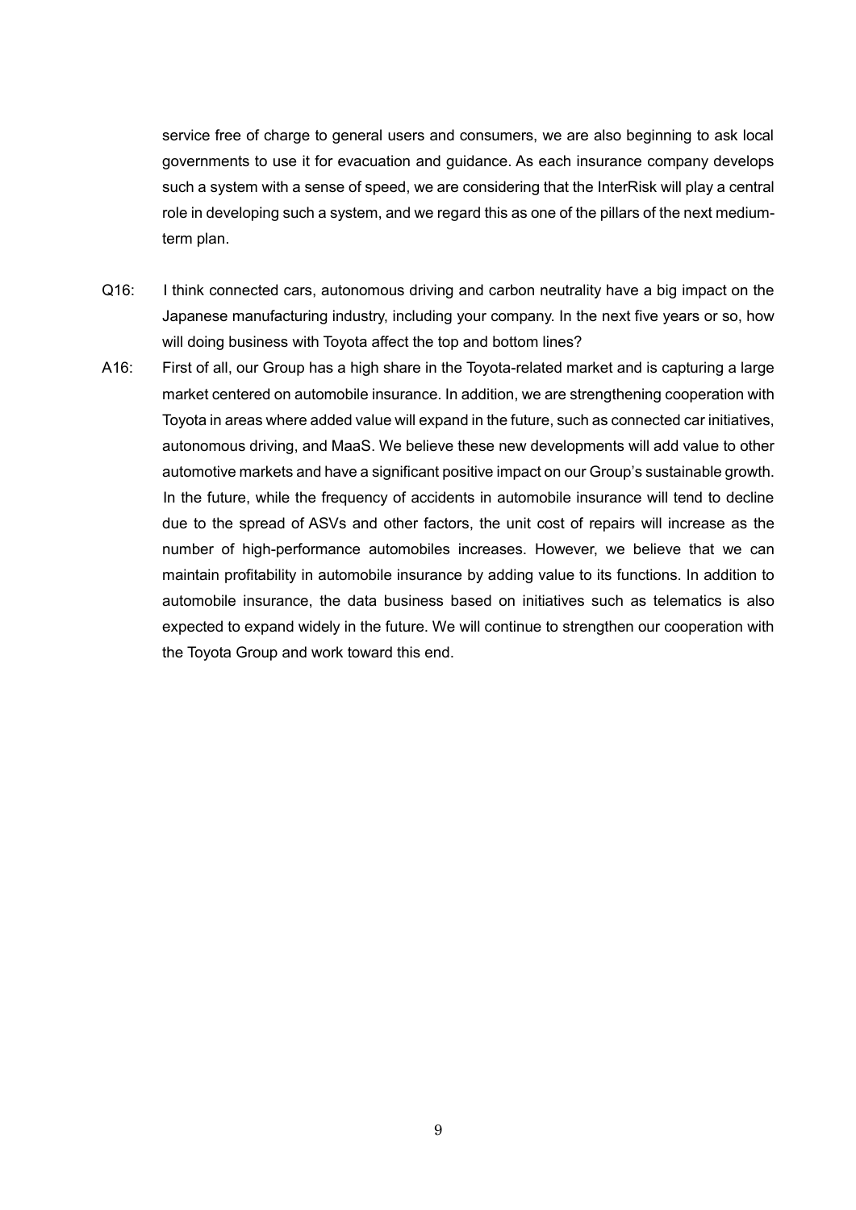service free of charge to general users and consumers, we are also beginning to ask local governments to use it for evacuation and guidance. As each insurance company develops such a system with a sense of speed, we are considering that the InterRisk will play a central role in developing such a system, and we regard this as one of the pillars of the next medium-term plan.

Q16: I think connected cars, autonomous driving and carbon neutrality have a big impact on the Japanese manufacturing industry, including your company. In the next five years or so, how will doing business with Toyota affect the top and bottom lines?

A16: First of all, our Group has a high share in the Toyota-related market and is capturing a large market centered on automobile insurance. In addition, we are strengthening cooperation with Toyota in areas where added value will expand in the future, such as connected car initiatives, autonomous driving, and MaaS. We believe these new developments will add value to other automotive markets and have a significant positive impact on our Group's sustainable growth.
In the future, while the frequency of accidents in automobile insurance will tend to decline due to the spread of ASVs and other factors, the unit cost of repairs will increase as the number of high-performance automobiles increases. However, we believe that we can maintain profitability in automobile insurance by adding value to its functions. In addition to automobile insurance, the data business based on initiatives such as telematics is also expected to expand widely in the future. We will continue to strengthen our cooperation with the Toyota Group and work toward this end.